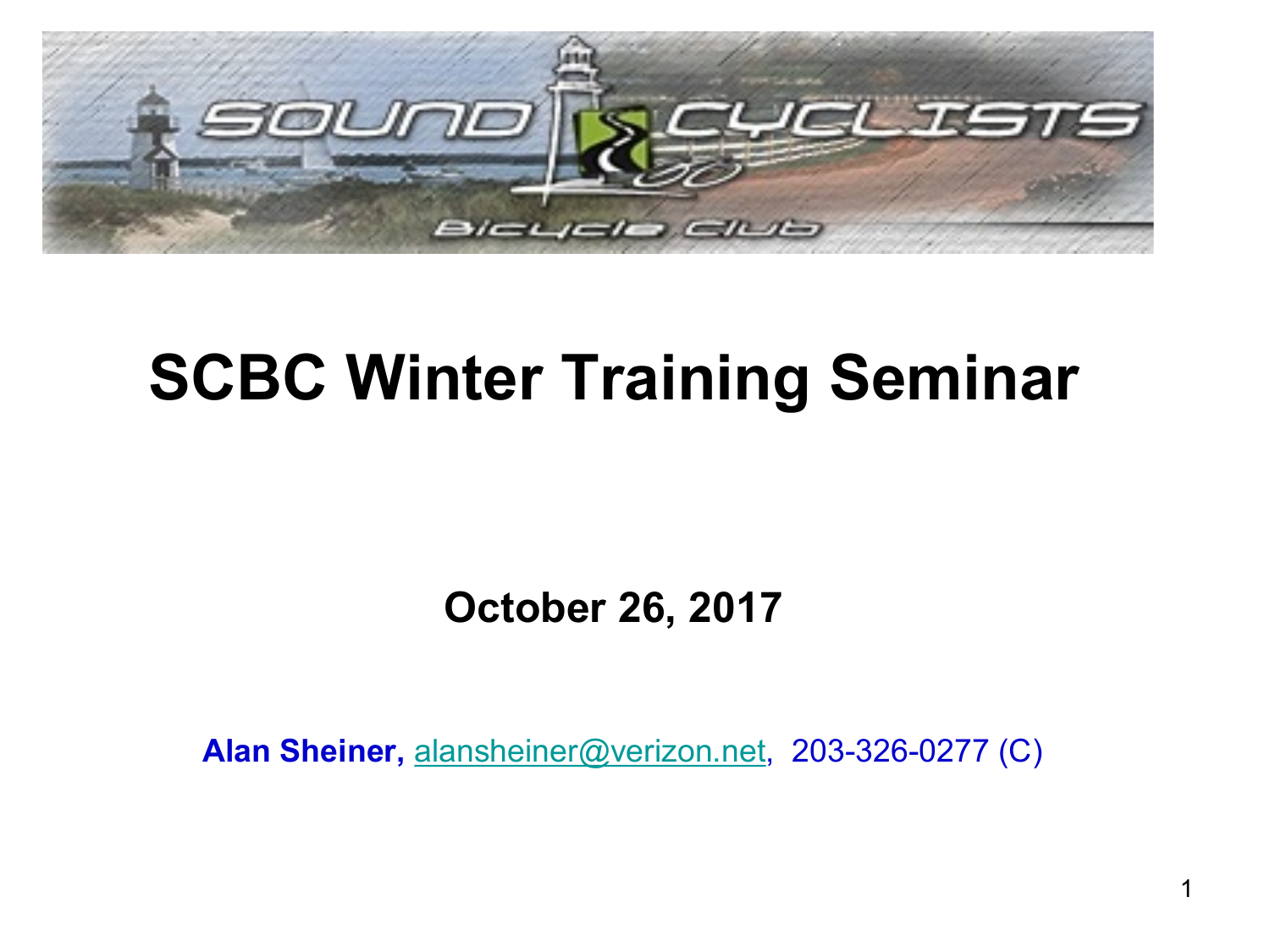# SCBC Winter Training Seminar

**October 26, 2017**

**Alan Sheiner,** alansheiner@verizon.net, 203-326-0277 (C)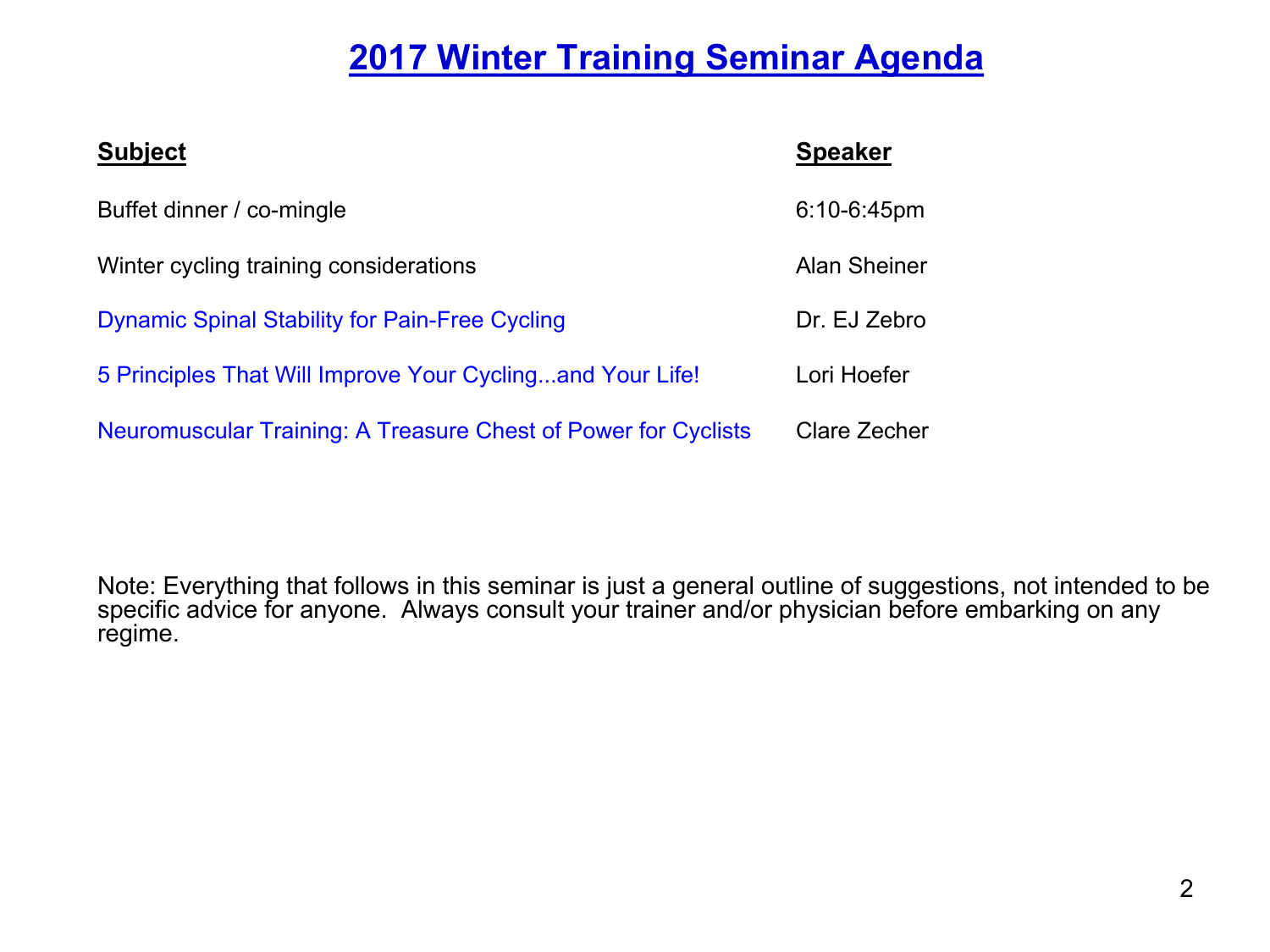# 2017 Winter Training Seminar Agenda

| Subject | Speaker |
|---|---|
| Buffet dinner / co-mingle | 6:10-6:45pm |
| Winter cycling training considerations | Alan Sheiner |
| Dynamic Spinal Stability for Pain-Free Cycling | Dr. EJ Zebro |
| 5 Principles That Will Improve Your Cycling...and Your Life! | Lori Hoefer |
| Neuromuscular Training: A Treasure Chest of Power for Cyclists | Clare Zecher |

Note: Everything that follows in this seminar is just a general outline of suggestions, not intended to be specific advice for anyone. Always consult your trainer and/or physician before embarking on any regime.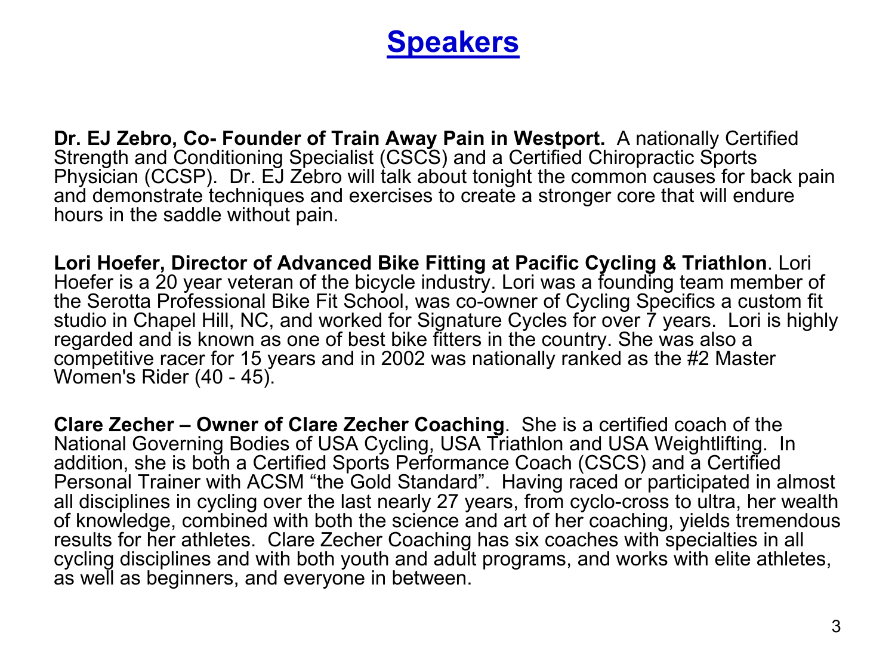# Speakers

**Dr. EJ Zebro, Co- Founder of Train Away Pain in Westport.** A nationally Certified Strength and Conditioning Specialist (CSCS) and a Certified Chiropractic Sports Physician (CCSP). Dr. EJ Zebro will talk about tonight the common causes for back pain and demonstrate techniques and exercises to create a stronger core that will endure hours in the saddle without pain.

**Lori Hoefer, Director of Advanced Bike Fitting at Pacific Cycling & Triathlon**. Lori Hoefer is a 20 year veteran of the bicycle industry. Lori was a founding team member of the Serotta Professional Bike Fit School, was co-owner of Cycling Specifics a custom fit studio in Chapel Hill, NC, and worked for Signature Cycles for over 7 years. Lori is highly regarded and is known as one of best bike fitters in the country. She was also a competitive racer for 15 years and in 2002 was nationally ranked as the #2 Master Women's Rider (40 - 45).

**Clare Zecher – Owner of Clare Zecher Coaching**. She is a certified coach of the National Governing Bodies of USA Cycling, USA Triathlon and USA Weightlifting. In addition, she is both a Certified Sports Performance Coach (CSCS) and a Certified Personal Trainer with ACSM "the Gold Standard". Having raced or participated in almost all disciplines in cycling over the last nearly 27 years, from cyclo-cross to ultra, her wealth of knowledge, combined with both the science and art of her coaching, yields tremendous results for her athletes. Clare Zecher Coaching has six coaches with specialties in all cycling disciplines and with both youth and adult programs, and works with elite athletes, as well as beginners, and everyone in between.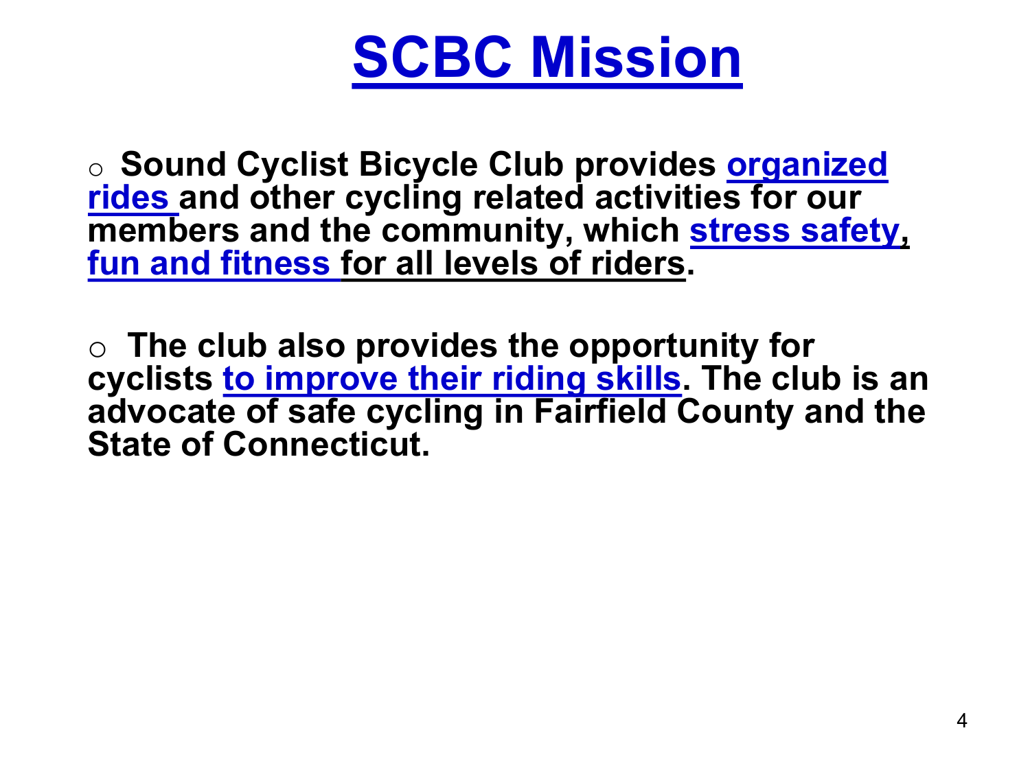# SCBC Mission

- **Sound Cyclist Bicycle Club provides organized rides and other cycling related activities for our members and the community, which stress safety, fun and fitness for all levels of riders.**

- **The club also provides the opportunity for cyclists to improve their riding skills. The club is an advocate of safe cycling in Fairfield County and the State of Connecticut.**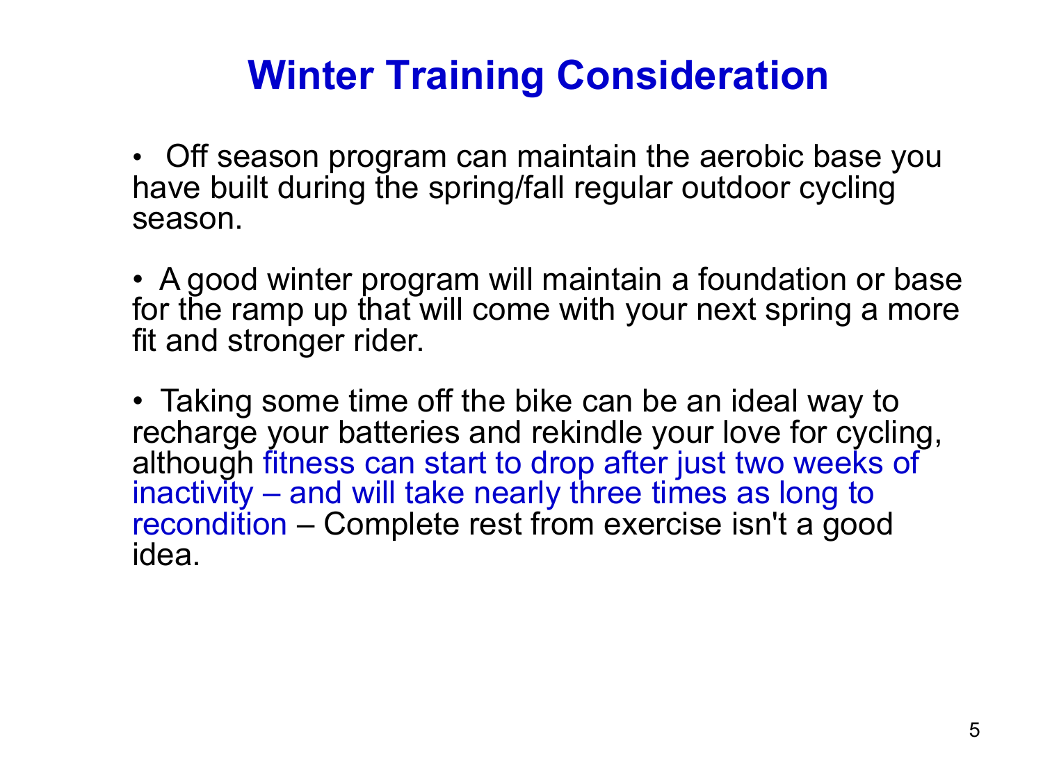# Winter Training Consideration

- Off season program can maintain the aerobic base you have built during the spring/fall regular outdoor cycling season.

- A good winter program will maintain a foundation or base for the ramp up that will come with your next spring a more fit and stronger rider.

- Taking some time off the bike can be an ideal way to recharge your batteries and rekindle your love for cycling, although fitness can start to drop after just two weeks of inactivity – and will take nearly three times as long to recondition – Complete rest from exercise isn't a good idea.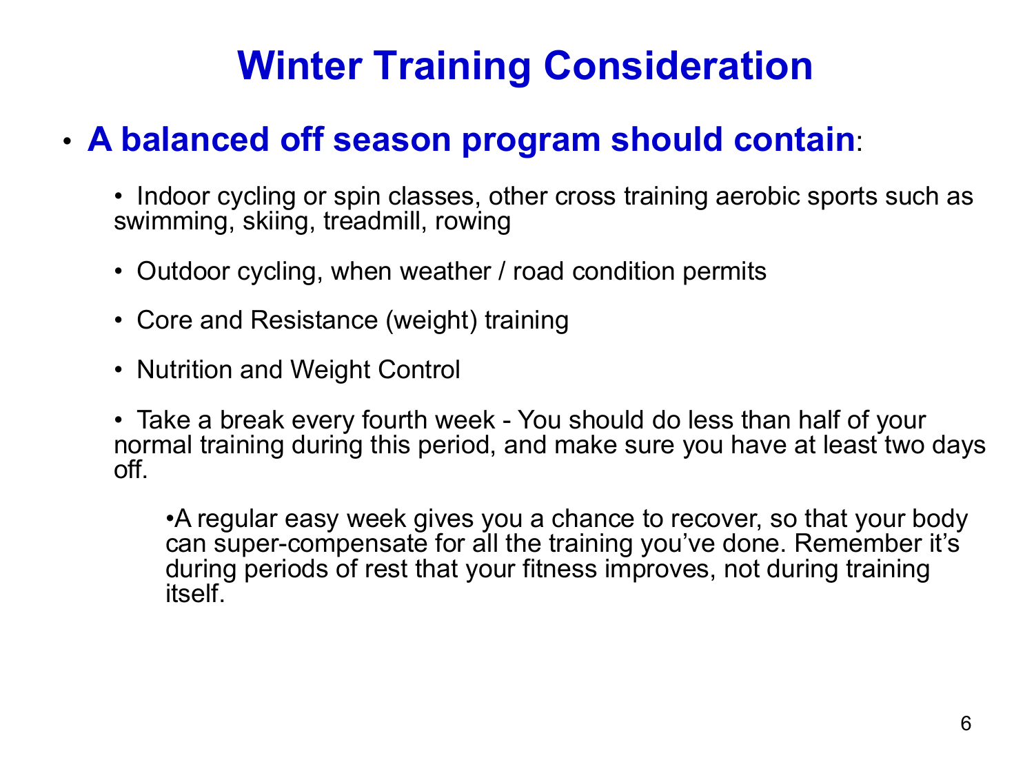# Winter Training Consideration

- **A balanced off season program should contain**:
  - Indoor cycling or spin classes, other cross training aerobic sports such as swimming, skiing, treadmill, rowing
  - Outdoor cycling, when weather / road condition permits
  - Core and Resistance (weight) training
  - Nutrition and Weight Control
  - Take a break every fourth week - You should do less than half of your normal training during this period, and make sure you have at least two days off.
    - A regular easy week gives you a chance to recover, so that your body can super-compensate for all the training you've done. Remember it's during periods of rest that your fitness improves, not during training itself.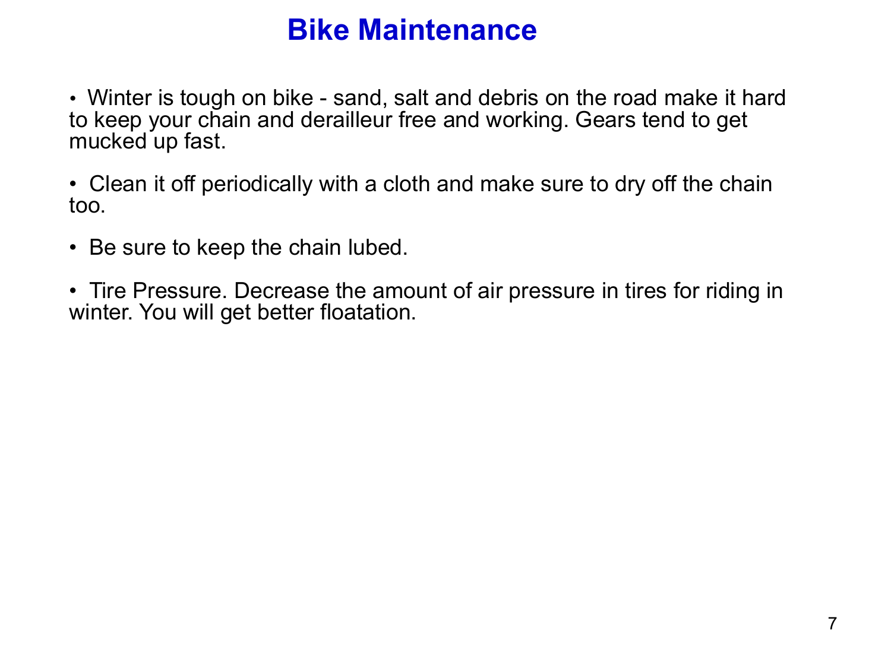# Bike Maintenance

- Winter is tough on bike - sand, salt and debris on the road make it hard to keep your chain and derailleur free and working. Gears tend to get mucked up fast.

- Clean it off periodically with a cloth and make sure to dry off the chain too.

- Be sure to keep the chain lubed.

- Tire Pressure. Decrease the amount of air pressure in tires for riding in winter. You will get better floatation.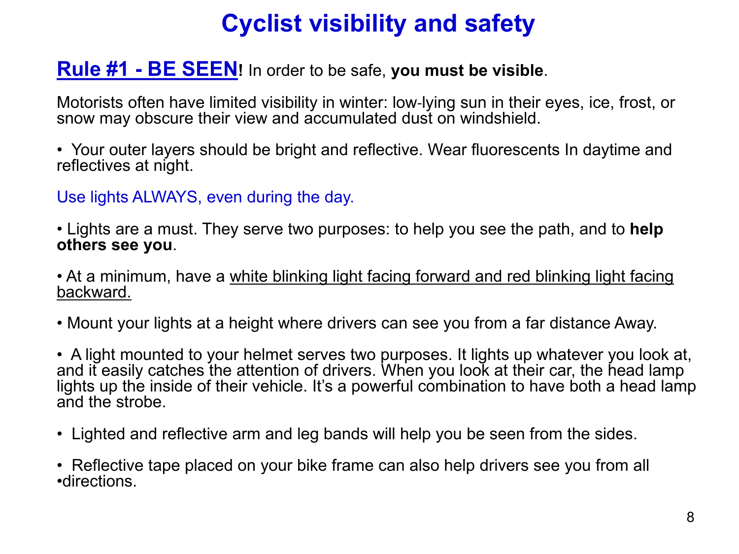# Cyclist visibility and safety

**Rule #1 - BE SEEN!** In order to be safe, **you must be visible**.

Motorists often have limited visibility in winter: low-lying sun in their eyes, ice, frost, or snow may obscure their view and accumulated dust on windshield.

- Your outer layers should be bright and reflective. Wear fluorescents In daytime and reflectives at night.

Use lights ALWAYS, even during the day.

- Lights are a must. They serve two purposes: to help you see the path, and to **help others see you**.

- At a minimum, have a white blinking light facing forward and red blinking light facing backward.

- Mount your lights at a height where drivers can see you from a far distance Away.

- A light mounted to your helmet serves two purposes. It lights up whatever you look at, and it easily catches the attention of drivers. When you look at their car, the head lamp lights up the inside of their vehicle. It's a powerful combination to have both a head lamp and the strobe.

- Lighted and reflective arm and leg bands will help you be seen from the sides.

- Reflective tape placed on your bike frame can also help drivers see you from all •directions.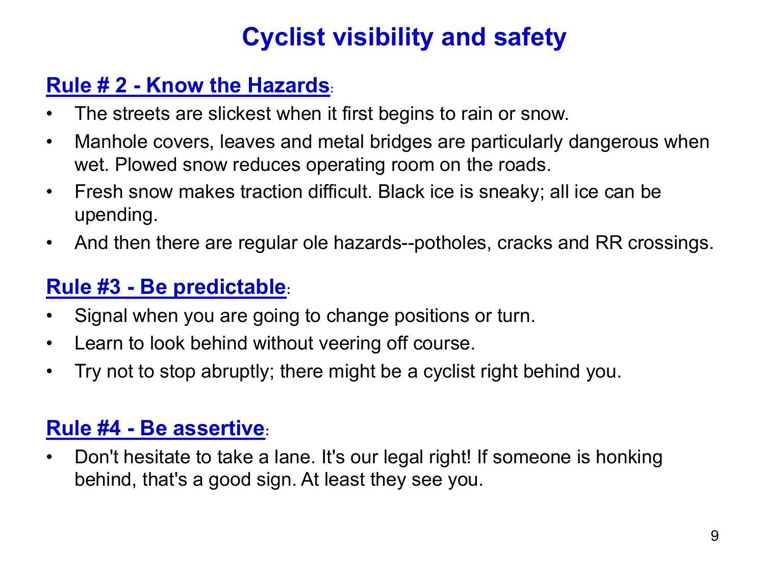# Cyclist visibility and safety

## Rule # 2 - Know the Hazards:

- The streets are slickest when it first begins to rain or snow.
- Manhole covers, leaves and metal bridges are particularly dangerous when wet. Plowed snow reduces operating room on the roads.
- Fresh snow makes traction difficult. Black ice is sneaky; all ice can be upending.
- And then there are regular ole hazards--potholes, cracks and RR crossings.

## Rule #3 - Be predictable:

- Signal when you are going to change positions or turn.
- Learn to look behind without veering off course.
- Try not to stop abruptly; there might be a cyclist right behind you.

## Rule #4 - Be assertive:

- Don't hesitate to take a lane. It's our legal right! If someone is honking behind, that's a good sign. At least they see you.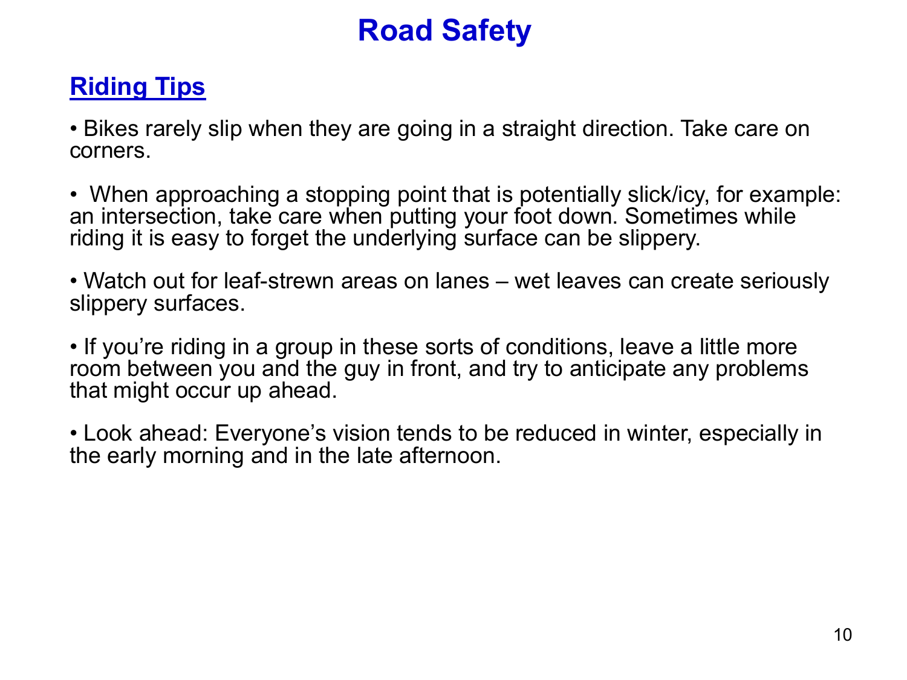# Road Safety

## Riding Tips

- Bikes rarely slip when they are going in a straight direction. Take care on corners.

- When approaching a stopping point that is potentially slick/icy, for example: an intersection, take care when putting your foot down. Sometimes while riding it is easy to forget the underlying surface can be slippery.

- Watch out for leaf-strewn areas on lanes – wet leaves can create seriously slippery surfaces.

- If you're riding in a group in these sorts of conditions, leave a little more room between you and the guy in front, and try to anticipate any problems that might occur up ahead.

- Look ahead: Everyone's vision tends to be reduced in winter, especially in the early morning and in the late afternoon.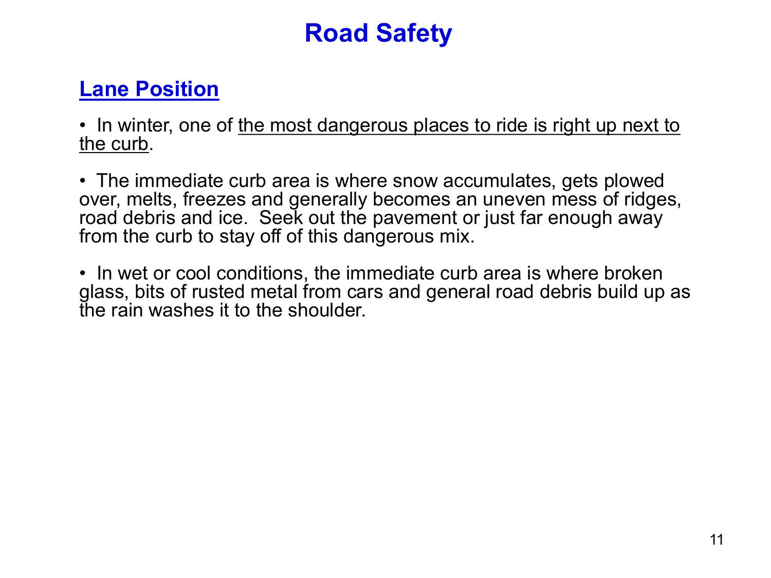# Road Safety

## Lane Position

- In winter, one of the most dangerous places to ride is right up next to the curb.

- The immediate curb area is where snow accumulates, gets plowed over, melts, freezes and generally becomes an uneven mess of ridges, road debris and ice. Seek out the pavement or just far enough away from the curb to stay off of this dangerous mix.

- In wet or cool conditions, the immediate curb area is where broken glass, bits of rusted metal from cars and general road debris build up as the rain washes it to the shoulder.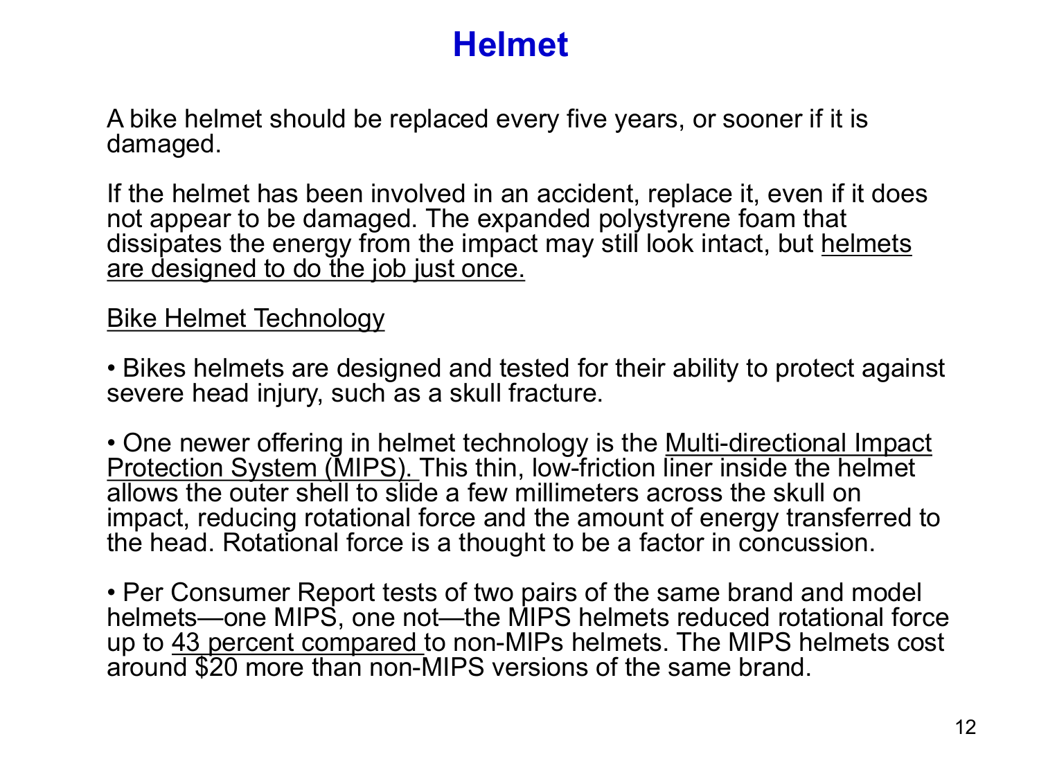# Helmet

A bike helmet should be replaced every five years, or sooner if it is damaged.

If the helmet has been involved in an accident, replace it, even if it does not appear to be damaged. The expanded polystyrene foam that dissipates the energy from the impact may still look intact, but <u>helmets are designed to do the job just once.</u>

<u>Bike Helmet Technology</u>

- Bikes helmets are designed and tested for their ability to protect against severe head injury, such as a skull fracture.

- One newer offering in helmet technology is the <u>Multi-directional Impact Protection System (MIPS).</u> This thin, low-friction liner inside the helmet allows the outer shell to slide a few millimeters across the skull on impact, reducing rotational force and the amount of energy transferred to the head. Rotational force is a thought to be a factor in concussion.

- Per Consumer Report tests of two pairs of the same brand and model helmets—one MIPS, one not—the MIPS helmets reduced rotational force up to <u>43 percent compared</u> to non-MIPs helmets. The MIPS helmets cost around $20 more than non-MIPS versions of the same brand.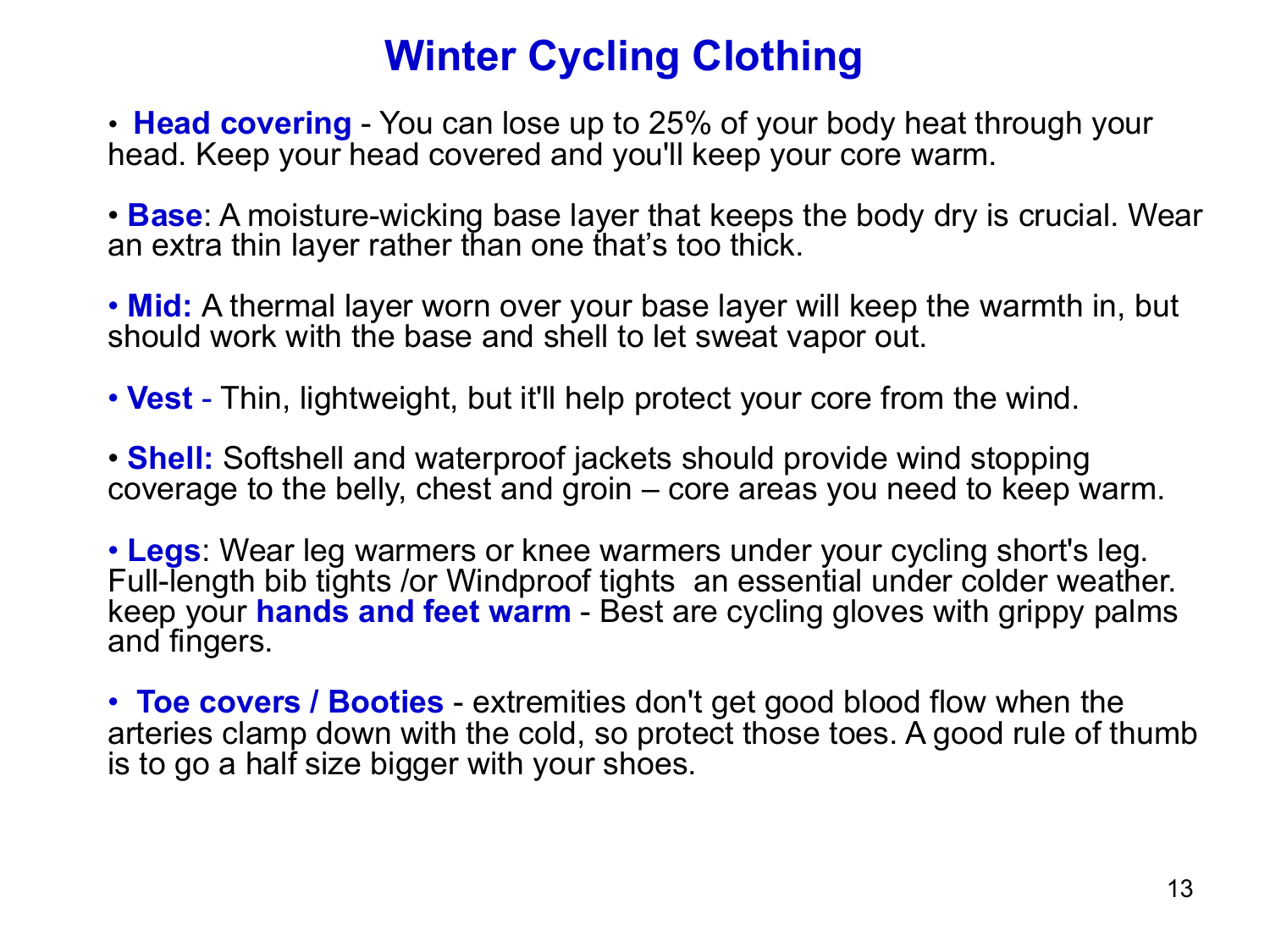# Winter Cycling Clothing

- **Head covering** - You can lose up to 25% of your body heat through your head. Keep your head covered and you'll keep your core warm.

- **Base**: A moisture-wicking base layer that keeps the body dry is crucial. Wear an extra thin layer rather than one that's too thick.

- **Mid:** A thermal layer worn over your base layer will keep the warmth in, but should work with the base and shell to let sweat vapor out.

- **Vest** - Thin, lightweight, but it'll help protect your core from the wind.

- **Shell:** Softshell and waterproof jackets should provide wind stopping coverage to the belly, chest and groin – core areas you need to keep warm.

- **Legs**: Wear leg warmers or knee warmers under your cycling short's leg. Full-length bib tights /or Windproof tights an essential under colder weather. keep your **hands and feet warm** - Best are cycling gloves with grippy palms and fingers.

- **Toe covers / Booties** - extremities don't get good blood flow when the arteries clamp down with the cold, so protect those toes. A good rule of thumb is to go a half size bigger with your shoes.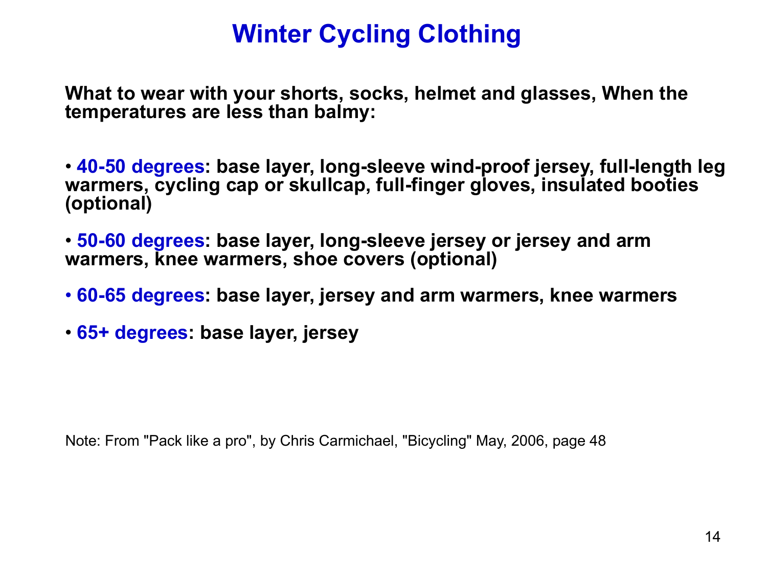# Winter Cycling Clothing

**What to wear with your shorts, socks, helmet and glasses, When the temperatures are less than balmy:**

- **40-50 degrees: base layer, long-sleeve wind-proof jersey, full-length leg warmers, cycling cap or skullcap, full-finger gloves, insulated booties (optional)**
- **50-60 degrees: base layer, long-sleeve jersey or jersey and arm warmers, knee warmers, shoe covers (optional)**
- **60-65 degrees: base layer, jersey and arm warmers, knee warmers**
- **65+ degrees: base layer, jersey**

Note: From "Pack like a pro", by Chris Carmichael, "Bicycling" May, 2006, page 48